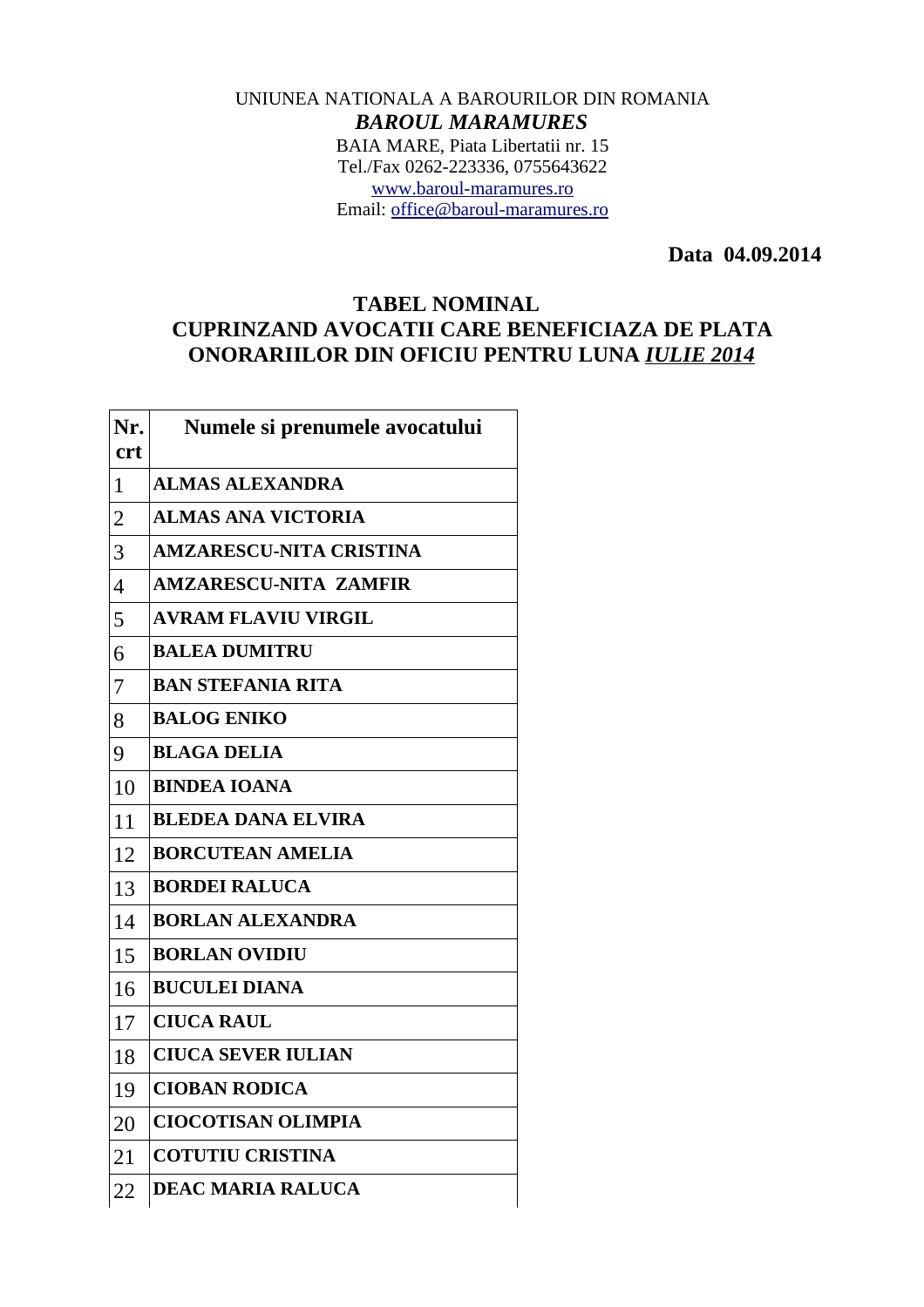UNIUNEA NATIONALA A BAROURILOR DIN ROMANIA

***BAROUL MARAMURES***

BAIA MARE, Piata Libertatii nr. 15

Tel./Fax 0262-223336, 0755643622

www.baroul-maramures.ro

Email: office@baroul-maramures.ro

**Data 04.09.2014**

## TABEL NOMINAL
## CUPRINZAND AVOCATII CARE BENEFICIAZA DE PLATA ONORARIILOR DIN OFICIU PENTRU LUNA *IULIE 2014*

| Nr. crt | Numele si prenumele avocatului |
|---|---|
| 1 | **ALMAS ALEXANDRA** |
| 2 | **ALMAS ANA VICTORIA** |
| 3 | **AMZARESCU-NITA CRISTINA** |
| 4 | **AMZARESCU-NITA ZAMFIR** |
| 5 | **AVRAM FLAVIU VIRGIL** |
| 6 | **BALEA DUMITRU** |
| 7 | **BAN STEFANIA RITA** |
| 8 | **BALOG ENIKO** |
| 9 | **BLAGA DELIA** |
| 10 | **BINDEA IOANA** |
| 11 | **BLEDEA DANA ELVIRA** |
| 12 | **BORCUTEAN AMELIA** |
| 13 | **BORDEI RALUCA** |
| 14 | **BORLAN ALEXANDRA** |
| 15 | **BORLAN OVIDIU** |
| 16 | **BUCULEI DIANA** |
| 17 | **CIUCA RAUL** |
| 18 | **CIUCA SEVER IULIAN** |
| 19 | **CIOBAN RODICA** |
| 20 | **CIOCOTISAN OLIMPIA** |
| 21 | **COTUTIU CRISTINA** |
| 22 | **DEAC MARIA RALUCA** |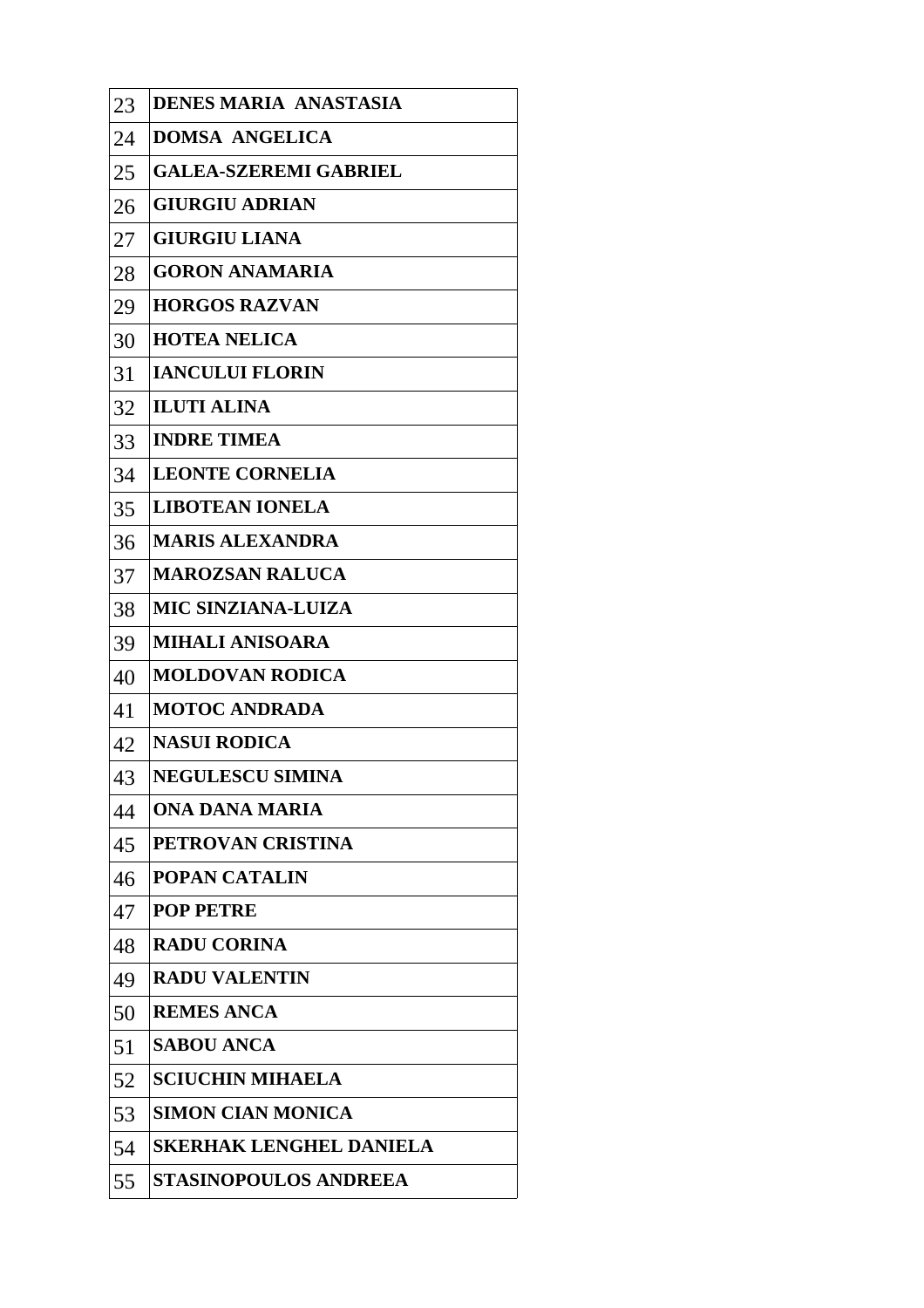| | |
|---|---|
| 23 | **DENES MARIA ANASTASIA** |
| 24 | **DOMSA ANGELICA** |
| 25 | **GALEA-SZEREMI GABRIEL** |
| 26 | **GIURGIU ADRIAN** |
| 27 | **GIURGIU LIANA** |
| 28 | **GORON ANAMARIA** |
| 29 | **HORGOS RAZVAN** |
| 30 | **HOTEA NELICA** |
| 31 | **IANCULUI FLORIN** |
| 32 | **ILUTI ALINA** |
| 33 | **INDRE TIMEA** |
| 34 | **LEONTE CORNELIA** |
| 35 | **LIBOTEAN IONELA** |
| 36 | **MARIS ALEXANDRA** |
| 37 | **MAROZSAN RALUCA** |
| 38 | **MIC SINZIANA-LUIZA** |
| 39 | **MIHALI ANISOARA** |
| 40 | **MOLDOVAN RODICA** |
| 41 | **MOTOC ANDRADA** |
| 42 | **NASUI RODICA** |
| 43 | **NEGULESCU SIMINA** |
| 44 | **ONA DANA MARIA** |
| 45 | **PETROVAN CRISTINA** |
| 46 | **POPAN CATALIN** |
| 47 | **POP PETRE** |
| 48 | **RADU CORINA** |
| 49 | **RADU VALENTIN** |
| 50 | **REMES ANCA** |
| 51 | **SABOU ANCA** |
| 52 | **SCIUCHIN MIHAELA** |
| 53 | **SIMON CIAN MONICA** |
| 54 | **SKERHAK LENGHEL DANIELA** |
| 55 | **STASINOPOULOS ANDREEA** |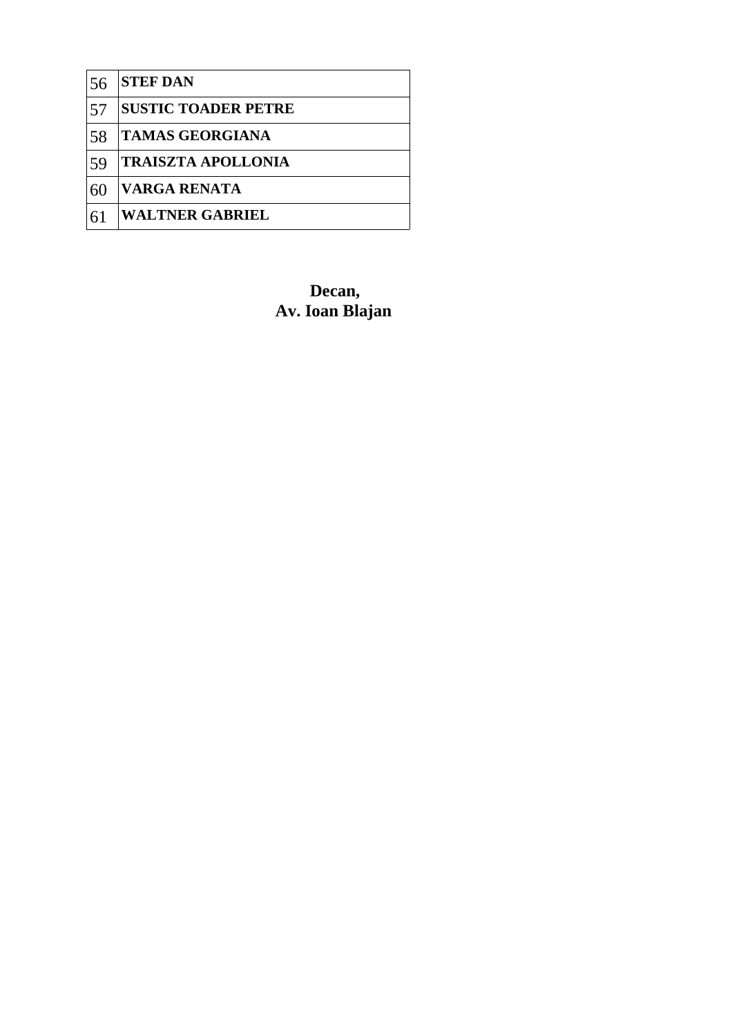| | |
|---|---|
| 56 | **STEF DAN** |
| 57 | **SUSTIC TOADER PETRE** |
| 58 | **TAMAS GEORGIANA** |
| 59 | **TRAISZTA APOLLONIA** |
| 60 | **VARGA RENATA** |
| 61 | **WALTNER GABRIEL** |

**Decan,**
**Av. Ioan Blajan**